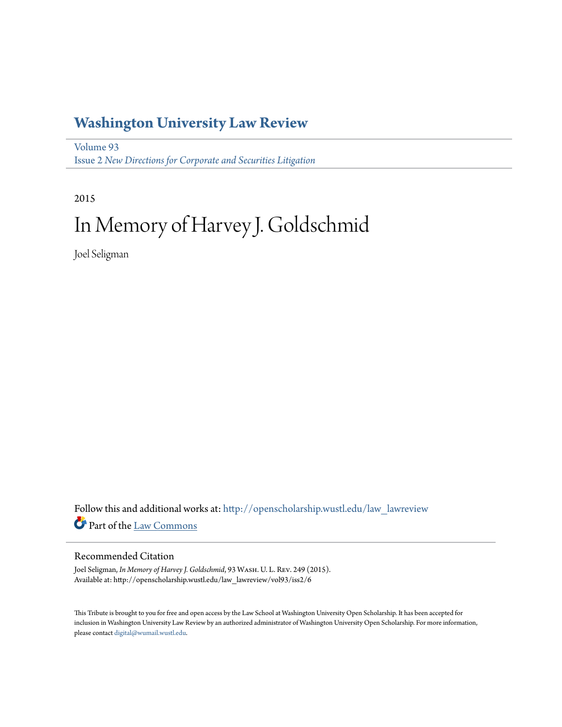# Washington University Law Review

Volume 93
Issue 2 *New Directions for Corporate and Securities Litigation*

2015

# In Memory of Harvey J. Goldschmid

Joel Seligman

Follow this and additional works at: http://openscholarship.wustl.edu/law_lawreview

Part of the Law Commons

## Recommended Citation

Joel Seligman, *In Memory of Harvey J. Goldschmid*, 93 Wash. U. L. Rev. 249 (2015).
Available at: http://openscholarship.wustl.edu/law_lawreview/vol93/iss2/6

This Tribute is brought to you for free and open access by the Law School at Washington University Open Scholarship. It has been accepted for inclusion in Washington University Law Review by an authorized administrator of Washington University Open Scholarship. For more information, please contact digital@wumail.wustl.edu.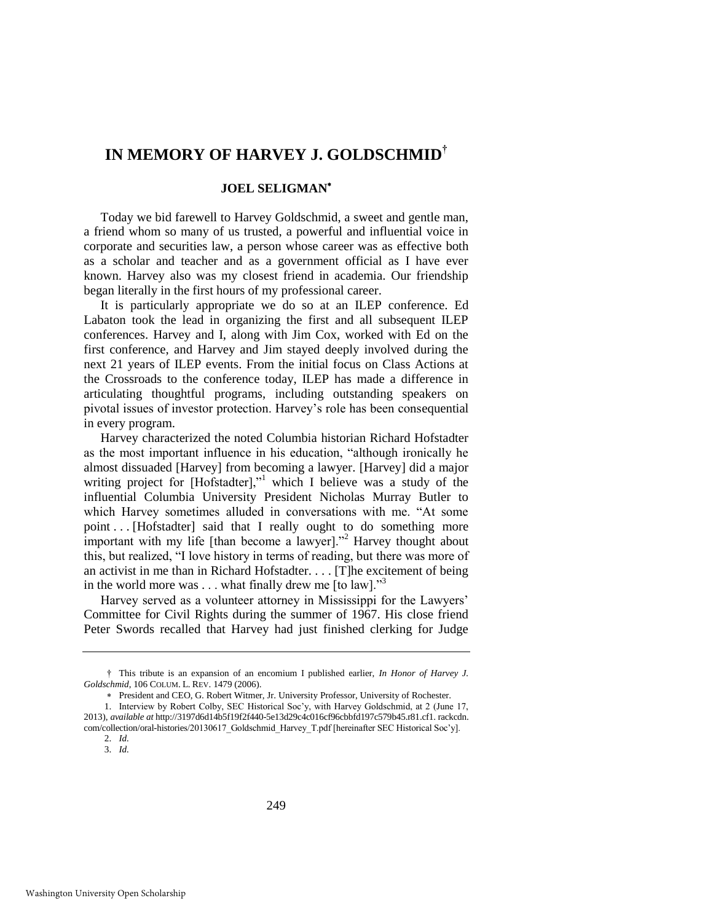# IN MEMORY OF HARVEY J. GOLDSCHMID†

**JOEL SELIGMAN***

Today we bid farewell to Harvey Goldschmid, a sweet and gentle man, a friend whom so many of us trusted, a powerful and influential voice in corporate and securities law, a person whose career was as effective both as a scholar and teacher and as a government official as I have ever known. Harvey also was my closest friend in academia. Our friendship began literally in the first hours of my professional career.

It is particularly appropriate we do so at an ILEP conference. Ed Labaton took the lead in organizing the first and all subsequent ILEP conferences. Harvey and I, along with Jim Cox, worked with Ed on the first conference, and Harvey and Jim stayed deeply involved during the next 21 years of ILEP events. From the initial focus on Class Actions at the Crossroads to the conference today, ILEP has made a difference in articulating thoughtful programs, including outstanding speakers on pivotal issues of investor protection. Harvey's role has been consequential in every program.

Harvey characterized the noted Columbia historian Richard Hofstadter as the most important influence in his education, "although ironically he almost dissuaded [Harvey] from becoming a lawyer. [Harvey] did a major writing project for [Hofstadter],"[1] which I believe was a study of the influential Columbia University President Nicholas Murray Butler to which Harvey sometimes alluded in conversations with me. "At some point . . . [Hofstadter] said that I really ought to do something more important with my life [than become a lawyer]."[2] Harvey thought about this, but realized, "I love history in terms of reading, but there was more of an activist in me than in Richard Hofstadter. . . . [T]he excitement of being in the world more was . . . what finally drew me [to law]."[3]

Harvey served as a volunteer attorney in Mississippi for the Lawyers' Committee for Civil Rights during the summer of 1967. His close friend Peter Swords recalled that Harvey had just finished clerking for Judge

---

† This tribute is an expansion of an encomium I published earlier, *In Honor of Harvey J. Goldschmid*, 106 COLUM. L. REV. 1479 (2006).

\* President and CEO, G. Robert Witmer, Jr. University Professor, University of Rochester.

1. Interview by Robert Colby, SEC Historical Soc'y, with Harvey Goldschmid, at 2 (June 17, 2013), *available at* http://3197d6d14b5f19f2f440-5e13d29c4c016cf96cbbfd197c579b45.r81.cf1.rackcdn.com/collection/oral-histories/20130617_Goldschmid_Harvey_T.pdf [hereinafter SEC Historical Soc'y].

2. *Id.*

3. *Id.*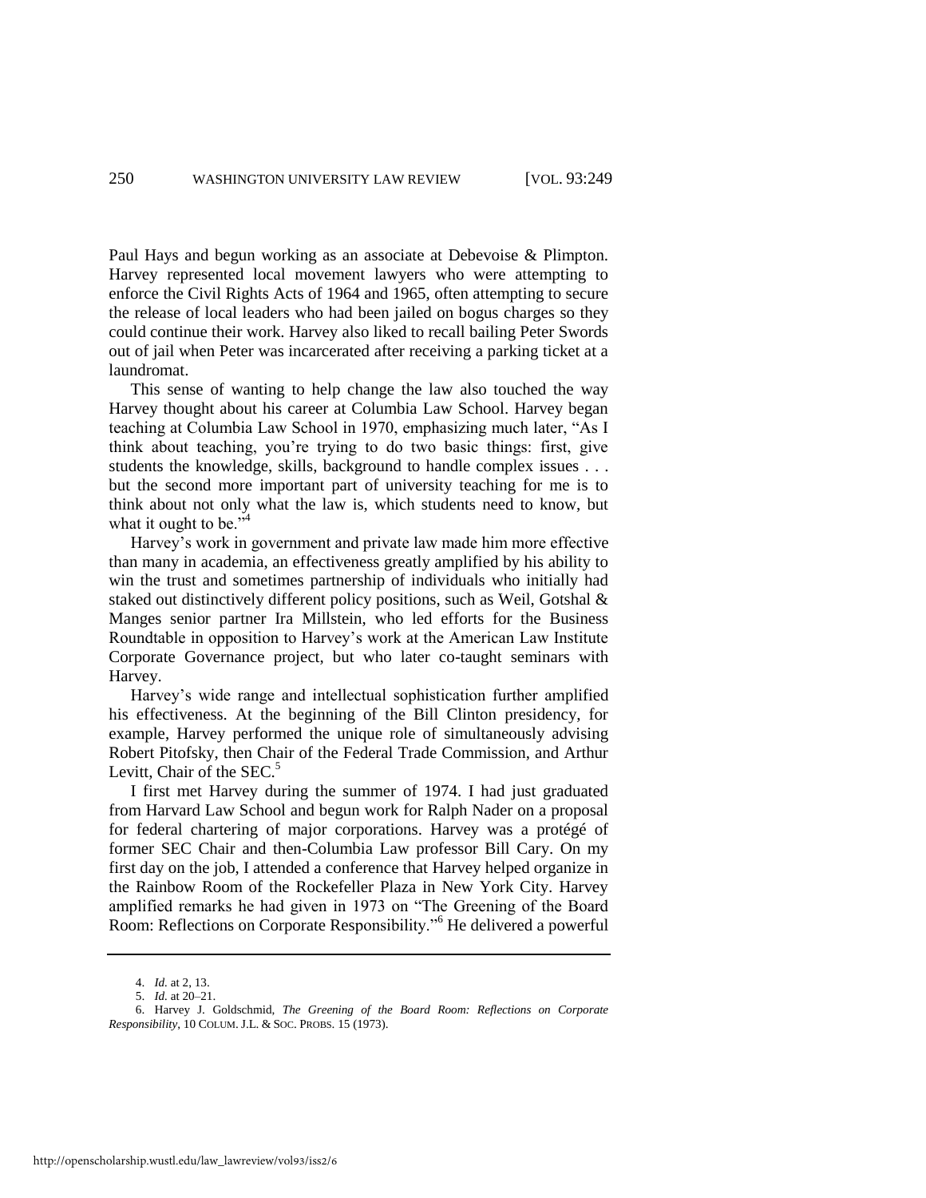Paul Hays and begun working as an associate at Debevoise & Plimpton. Harvey represented local movement lawyers who were attempting to enforce the Civil Rights Acts of 1964 and 1965, often attempting to secure the release of local leaders who had been jailed on bogus charges so they could continue their work. Harvey also liked to recall bailing Peter Swords out of jail when Peter was incarcerated after receiving a parking ticket at a laundromat.

This sense of wanting to help change the law also touched the way Harvey thought about his career at Columbia Law School. Harvey began teaching at Columbia Law School in 1970, emphasizing much later, "As I think about teaching, you're trying to do two basic things: first, give students the knowledge, skills, background to handle complex issues . . . but the second more important part of university teaching for me is to think about not only what the law is, which students need to know, but what it ought to be."[4]

Harvey's work in government and private law made him more effective than many in academia, an effectiveness greatly amplified by his ability to win the trust and sometimes partnership of individuals who initially had staked out distinctively different policy positions, such as Weil, Gotshal & Manges senior partner Ira Millstein, who led efforts for the Business Roundtable in opposition to Harvey's work at the American Law Institute Corporate Governance project, but who later co-taught seminars with Harvey.

Harvey's wide range and intellectual sophistication further amplified his effectiveness. At the beginning of the Bill Clinton presidency, for example, Harvey performed the unique role of simultaneously advising Robert Pitofsky, then Chair of the Federal Trade Commission, and Arthur Levitt, Chair of the SEC.[5]

I first met Harvey during the summer of 1974. I had just graduated from Harvard Law School and begun work for Ralph Nader on a proposal for federal chartering of major corporations. Harvey was a protégé of former SEC Chair and then-Columbia Law professor Bill Cary. On my first day on the job, I attended a conference that Harvey helped organize in the Rainbow Room of the Rockefeller Plaza in New York City. Harvey amplified remarks he had given in 1973 on "The Greening of the Board Room: Reflections on Corporate Responsibility."[6] He delivered a powerful

---

4. *Id.* at 2, 13.

5. *Id.* at 20–21.

6. Harvey J. Goldschmid, *The Greening of the Board Room: Reflections on Corporate Responsibility*, 10 COLUM. J.L. & SOC. PROBS. 15 (1973).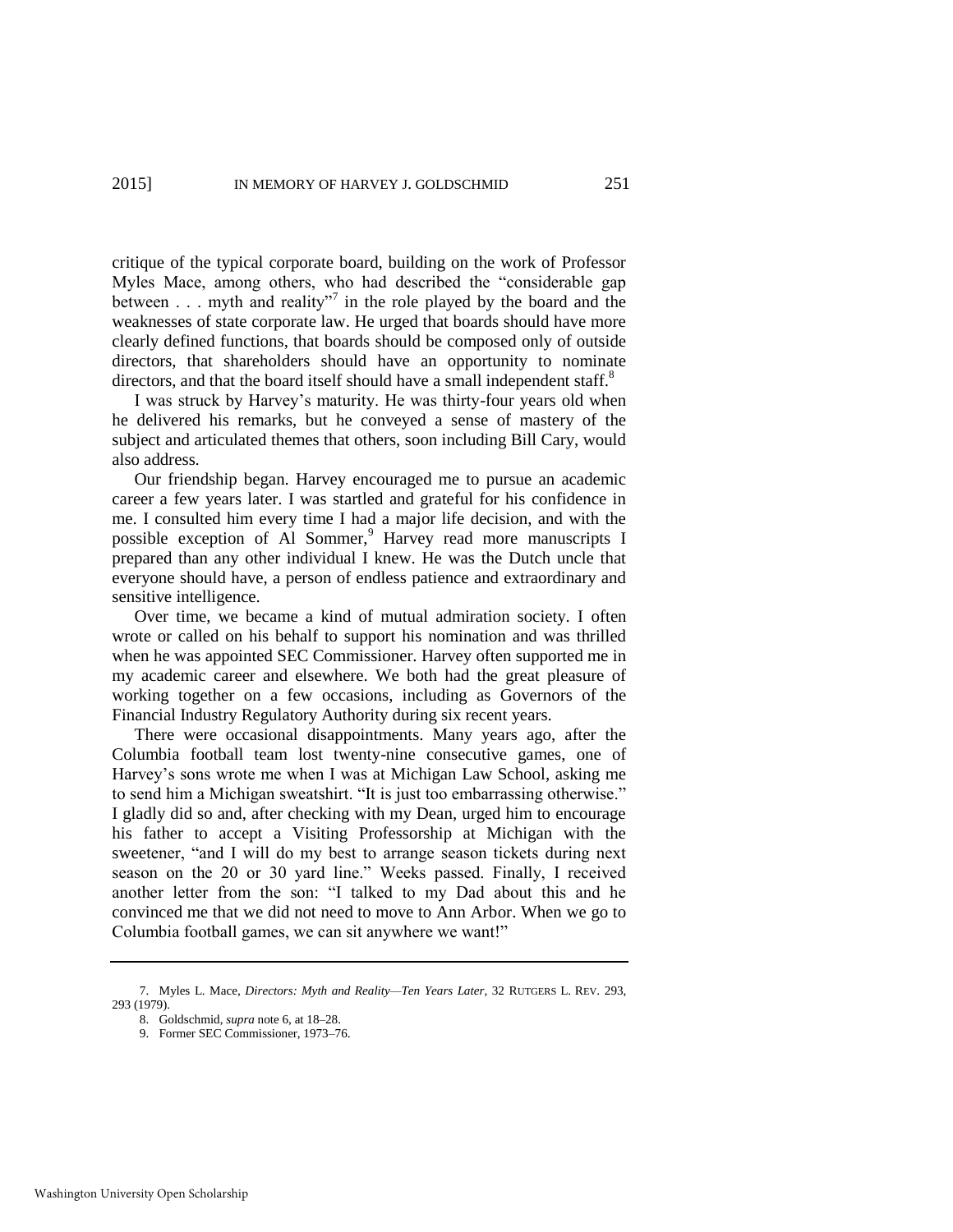critique of the typical corporate board, building on the work of Professor Myles Mace, among others, who had described the "considerable gap between . . . myth and reality"[7] in the role played by the board and the weaknesses of state corporate law. He urged that boards should have more clearly defined functions, that boards should be composed only of outside directors, that shareholders should have an opportunity to nominate directors, and that the board itself should have a small independent staff.[8]

I was struck by Harvey's maturity. He was thirty-four years old when he delivered his remarks, but he conveyed a sense of mastery of the subject and articulated themes that others, soon including Bill Cary, would also address.

Our friendship began. Harvey encouraged me to pursue an academic career a few years later. I was startled and grateful for his confidence in me. I consulted him every time I had a major life decision, and with the possible exception of Al Sommer,[9] Harvey read more manuscripts I prepared than any other individual I knew. He was the Dutch uncle that everyone should have, a person of endless patience and extraordinary and sensitive intelligence.

Over time, we became a kind of mutual admiration society. I often wrote or called on his behalf to support his nomination and was thrilled when he was appointed SEC Commissioner. Harvey often supported me in my academic career and elsewhere. We both had the great pleasure of working together on a few occasions, including as Governors of the Financial Industry Regulatory Authority during six recent years.

There were occasional disappointments. Many years ago, after the Columbia football team lost twenty-nine consecutive games, one of Harvey's sons wrote me when I was at Michigan Law School, asking me to send him a Michigan sweatshirt. "It is just too embarrassing otherwise." I gladly did so and, after checking with my Dean, urged him to encourage his father to accept a Visiting Professorship at Michigan with the sweetener, "and I will do my best to arrange season tickets during next season on the 20 or 30 yard line." Weeks passed. Finally, I received another letter from the son: "I talked to my Dad about this and he convinced me that we did not need to move to Ann Arbor. When we go to Columbia football games, we can sit anywhere we want!"

---

7. Myles L. Mace, *Directors: Myth and Reality—Ten Years Later*, 32 RUTGERS L. REV. 293, 293 (1979).

8. Goldschmid, *supra* note 6, at 18–28.

9. Former SEC Commissioner, 1973–76.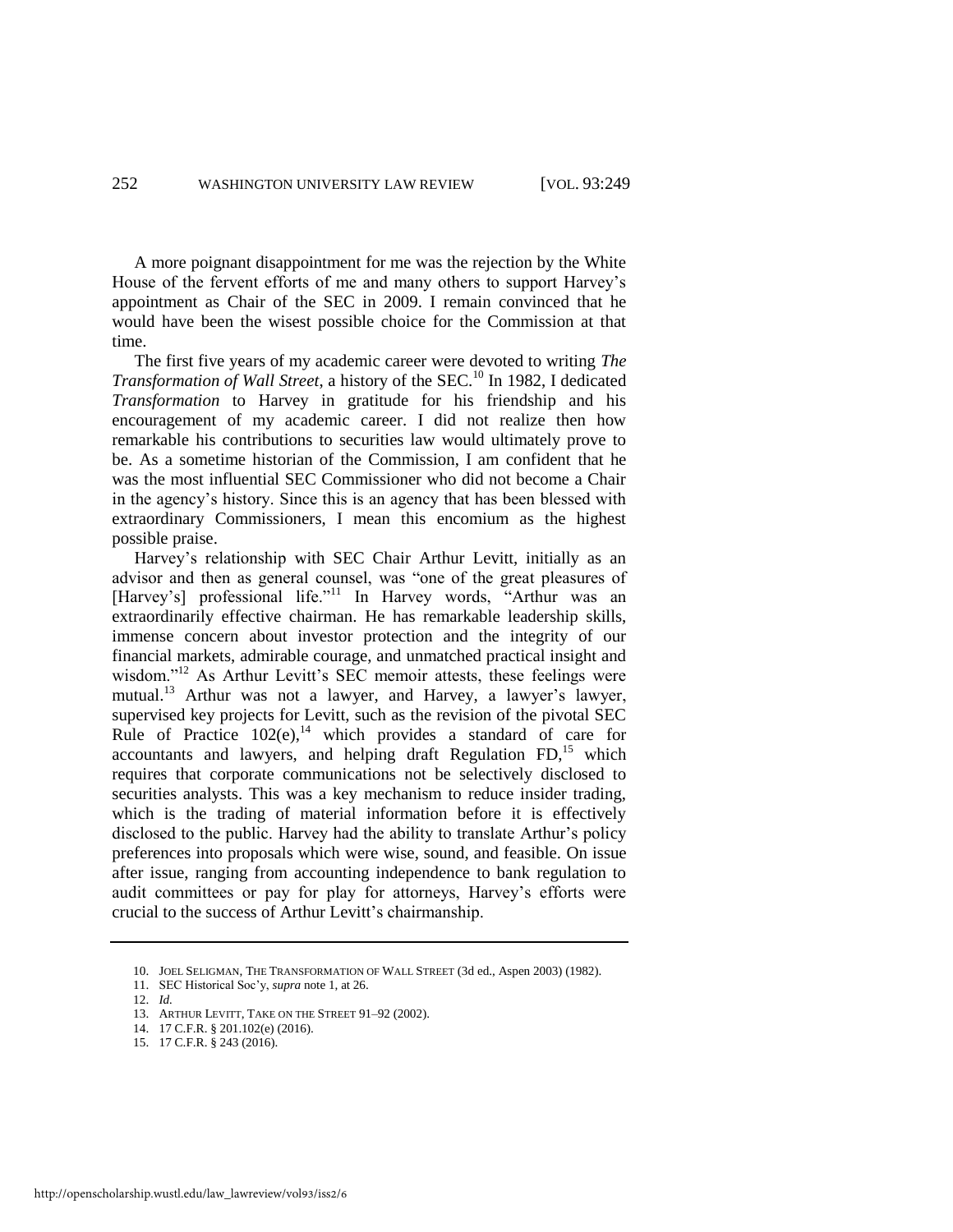A more poignant disappointment for me was the rejection by the White House of the fervent efforts of me and many others to support Harvey's appointment as Chair of the SEC in 2009. I remain convinced that he would have been the wisest possible choice for the Commission at that time.

The first five years of my academic career were devoted to writing *The Transformation of Wall Street*, a history of the SEC.[10] In 1982, I dedicated *Transformation* to Harvey in gratitude for his friendship and his encouragement of my academic career. I did not realize then how remarkable his contributions to securities law would ultimately prove to be. As a sometime historian of the Commission, I am confident that he was the most influential SEC Commissioner who did not become a Chair in the agency's history. Since this is an agency that has been blessed with extraordinary Commissioners, I mean this encomium as the highest possible praise.

Harvey's relationship with SEC Chair Arthur Levitt, initially as an advisor and then as general counsel, was "one of the great pleasures of [Harvey's] professional life."[11] In Harvey words, "Arthur was an extraordinarily effective chairman. He has remarkable leadership skills, immense concern about investor protection and the integrity of our financial markets, admirable courage, and unmatched practical insight and wisdom."[12] As Arthur Levitt's SEC memoir attests, these feelings were mutual.[13] Arthur was not a lawyer, and Harvey, a lawyer's lawyer, supervised key projects for Levitt, such as the revision of the pivotal SEC Rule of Practice 102(e),[14] which provides a standard of care for accountants and lawyers, and helping draft Regulation FD,[15] which requires that corporate communications not be selectively disclosed to securities analysts. This was a key mechanism to reduce insider trading, which is the trading of material information before it is effectively disclosed to the public. Harvey had the ability to translate Arthur's policy preferences into proposals which were wise, sound, and feasible. On issue after issue, ranging from accounting independence to bank regulation to audit committees or pay for play for attorneys, Harvey's efforts were crucial to the success of Arthur Levitt's chairmanship.

---

10. JOEL SELIGMAN, THE TRANSFORMATION OF WALL STREET (3d ed., Aspen 2003) (1982).
11. SEC Historical Soc'y, *supra* note 1, at 26.
12. *Id.*
13. ARTHUR LEVITT, TAKE ON THE STREET 91–92 (2002).
14. 17 C.F.R. § 201.102(e) (2016).
15. 17 C.F.R. § 243 (2016).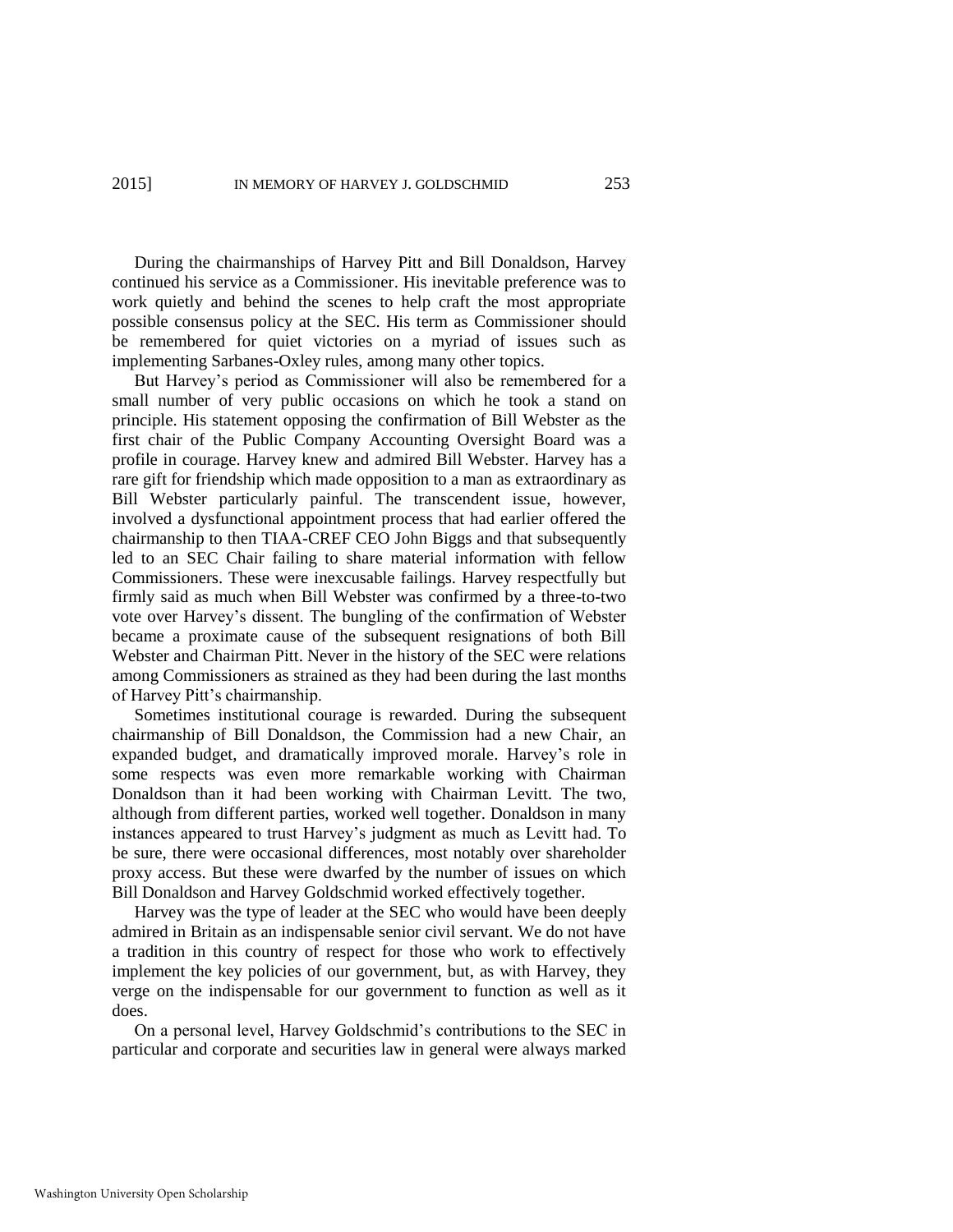During the chairmanships of Harvey Pitt and Bill Donaldson, Harvey continued his service as a Commissioner. His inevitable preference was to work quietly and behind the scenes to help craft the most appropriate possible consensus policy at the SEC. His term as Commissioner should be remembered for quiet victories on a myriad of issues such as implementing Sarbanes-Oxley rules, among many other topics.

But Harvey's period as Commissioner will also be remembered for a small number of very public occasions on which he took a stand on principle. His statement opposing the confirmation of Bill Webster as the first chair of the Public Company Accounting Oversight Board was a profile in courage. Harvey knew and admired Bill Webster. Harvey has a rare gift for friendship which made opposition to a man as extraordinary as Bill Webster particularly painful. The transcendent issue, however, involved a dysfunctional appointment process that had earlier offered the chairmanship to then TIAA-CREF CEO John Biggs and that subsequently led to an SEC Chair failing to share material information with fellow Commissioners. These were inexcusable failings. Harvey respectfully but firmly said as much when Bill Webster was confirmed by a three-to-two vote over Harvey's dissent. The bungling of the confirmation of Webster became a proximate cause of the subsequent resignations of both Bill Webster and Chairman Pitt. Never in the history of the SEC were relations among Commissioners as strained as they had been during the last months of Harvey Pitt's chairmanship.

Sometimes institutional courage is rewarded. During the subsequent chairmanship of Bill Donaldson, the Commission had a new Chair, an expanded budget, and dramatically improved morale. Harvey's role in some respects was even more remarkable working with Chairman Donaldson than it had been working with Chairman Levitt. The two, although from different parties, worked well together. Donaldson in many instances appeared to trust Harvey's judgment as much as Levitt had. To be sure, there were occasional differences, most notably over shareholder proxy access. But these were dwarfed by the number of issues on which Bill Donaldson and Harvey Goldschmid worked effectively together.

Harvey was the type of leader at the SEC who would have been deeply admired in Britain as an indispensable senior civil servant. We do not have a tradition in this country of respect for those who work to effectively implement the key policies of our government, but, as with Harvey, they verge on the indispensable for our government to function as well as it does.

On a personal level, Harvey Goldschmid's contributions to the SEC in particular and corporate and securities law in general were always marked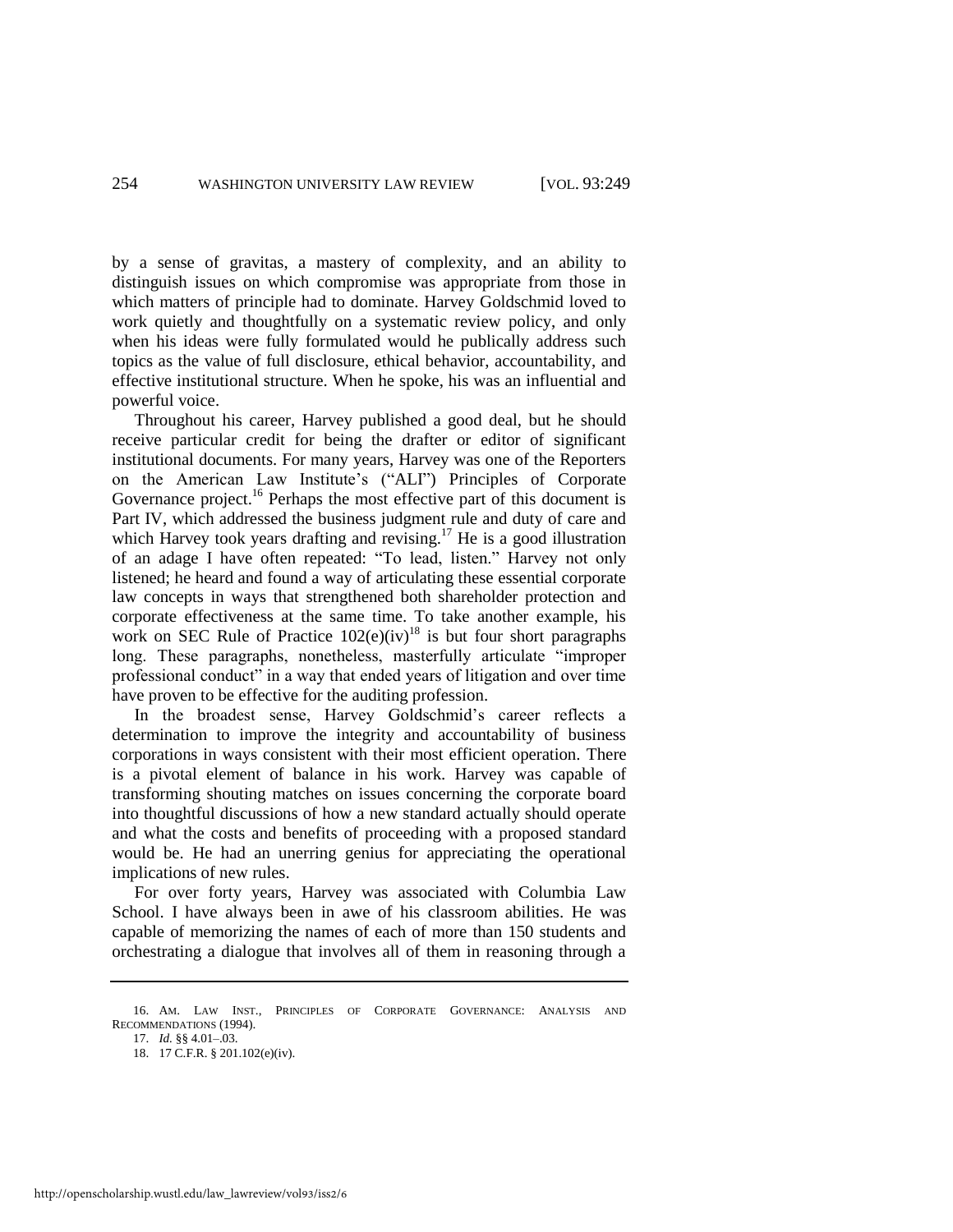by a sense of gravitas, a mastery of complexity, and an ability to distinguish issues on which compromise was appropriate from those in which matters of principle had to dominate. Harvey Goldschmid loved to work quietly and thoughtfully on a systematic review policy, and only when his ideas were fully formulated would he publically address such topics as the value of full disclosure, ethical behavior, accountability, and effective institutional structure. When he spoke, his was an influential and powerful voice.

Throughout his career, Harvey published a good deal, but he should receive particular credit for being the drafter or editor of significant institutional documents. For many years, Harvey was one of the Reporters on the American Law Institute's ("ALI") Principles of Corporate Governance project.[16] Perhaps the most effective part of this document is Part IV, which addressed the business judgment rule and duty of care and which Harvey took years drafting and revising.[17] He is a good illustration of an adage I have often repeated: "To lead, listen." Harvey not only listened; he heard and found a way of articulating these essential corporate law concepts in ways that strengthened both shareholder protection and corporate effectiveness at the same time. To take another example, his work on SEC Rule of Practice 102(e)(iv)[18] is but four short paragraphs long. These paragraphs, nonetheless, masterfully articulate "improper professional conduct" in a way that ended years of litigation and over time have proven to be effective for the auditing profession.

In the broadest sense, Harvey Goldschmid's career reflects a determination to improve the integrity and accountability of business corporations in ways consistent with their most efficient operation. There is a pivotal element of balance in his work. Harvey was capable of transforming shouting matches on issues concerning the corporate board into thoughtful discussions of how a new standard actually should operate and what the costs and benefits of proceeding with a proposed standard would be. He had an unerring genius for appreciating the operational implications of new rules.

For over forty years, Harvey was associated with Columbia Law School. I have always been in awe of his classroom abilities. He was capable of memorizing the names of each of more than 150 students and orchestrating a dialogue that involves all of them in reasoning through a

---

16. AM. LAW INST., PRINCIPLES OF CORPORATE GOVERNANCE: ANALYSIS AND RECOMMENDATIONS (1994).

17. *Id.* §§ 4.01–.03.

18. 17 C.F.R. § 201.102(e)(iv).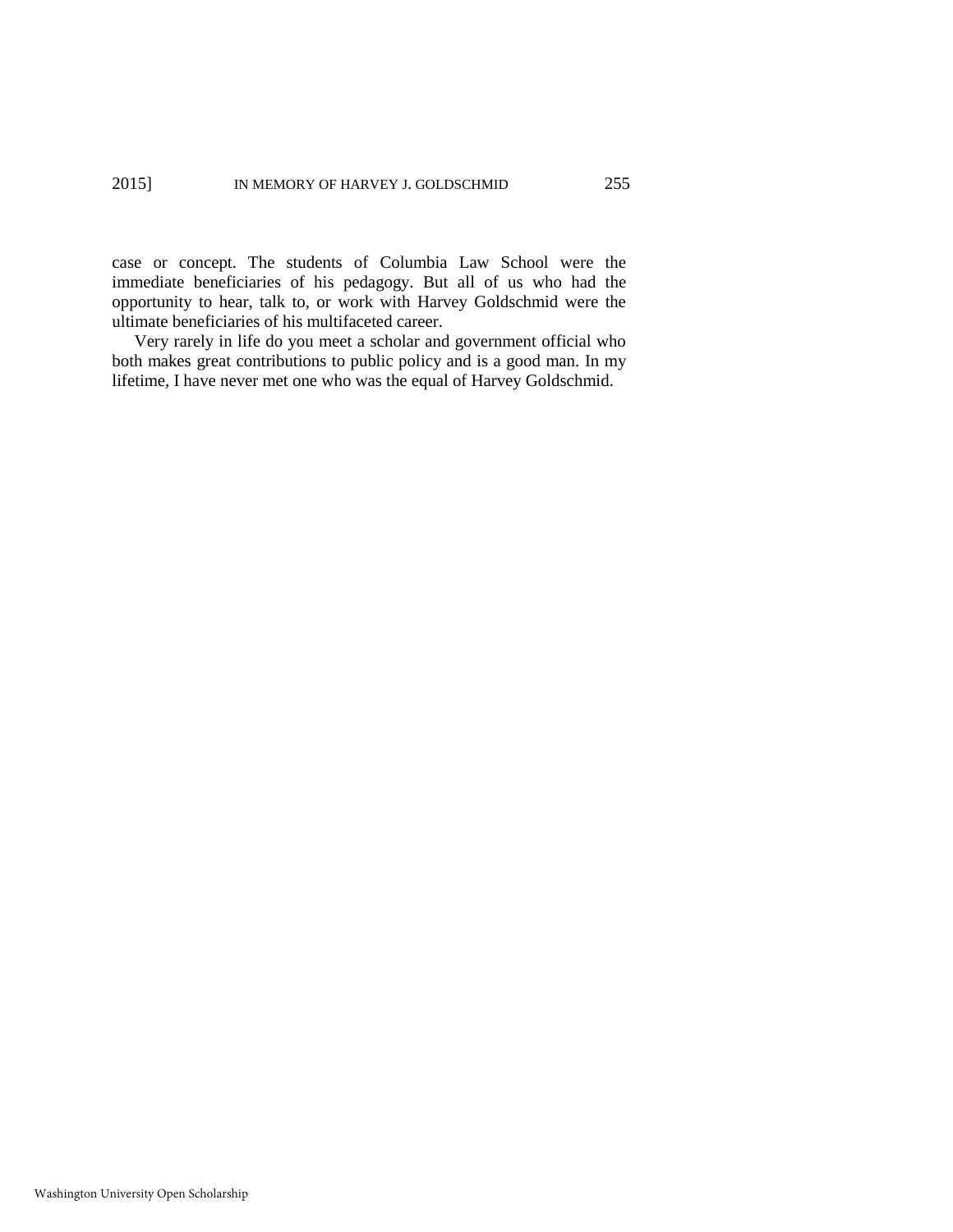case or concept. The students of Columbia Law School were the immediate beneficiaries of his pedagogy. But all of us who had the opportunity to hear, talk to, or work with Harvey Goldschmid were the ultimate beneficiaries of his multifaceted career.

Very rarely in life do you meet a scholar and government official who both makes great contributions to public policy and is a good man. In my lifetime, I have never met one who was the equal of Harvey Goldschmid.